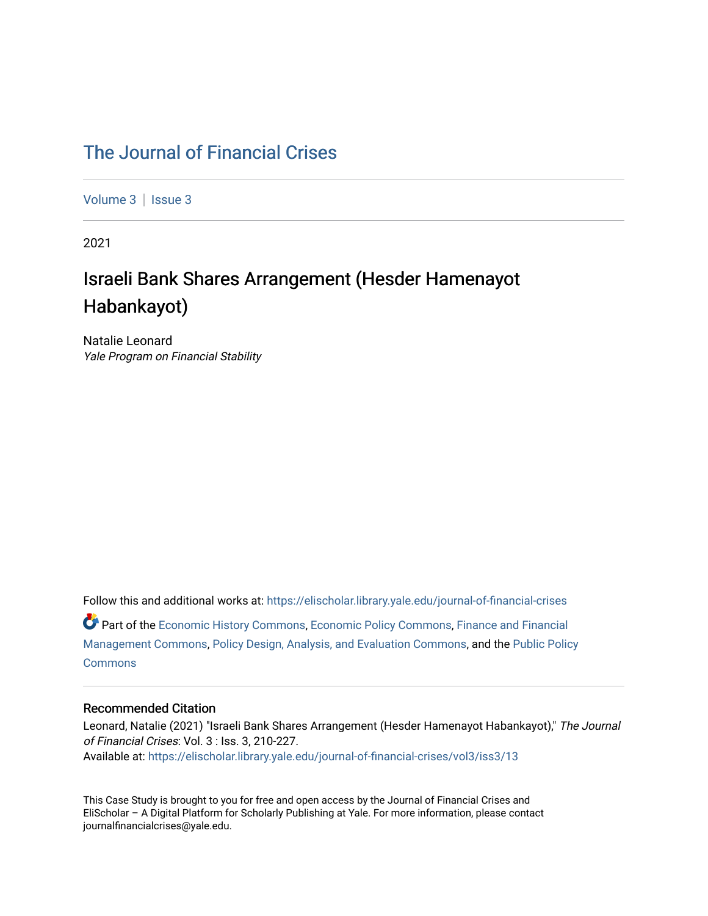# The Journal of Financial Crises

Volume 3 | Issue 3

2021

## Israeli Bank Shares Arrangement (Hesder Hamenayot Habankayot)

Natalie Leonard
*Yale Program on Financial Stability*

Follow this and additional works at: https://elischolar.library.yale.edu/journal-of-financial-crises

Part of the Economic History Commons, Economic Policy Commons, Finance and Financial Management Commons, Policy Design, Analysis, and Evaluation Commons, and the Public Policy Commons

### Recommended Citation

Leonard, Natalie (2021) "Israeli Bank Shares Arrangement (Hesder Hamenayot Habankayot)," *The Journal of Financial Crises*: Vol. 3 : Iss. 3, 210-227.
Available at: https://elischolar.library.yale.edu/journal-of-financial-crises/vol3/iss3/13

This Case Study is brought to you for free and open access by the Journal of Financial Crises and EliScholar – A Digital Platform for Scholarly Publishing at Yale. For more information, please contact journalfinancialcrises@yale.edu.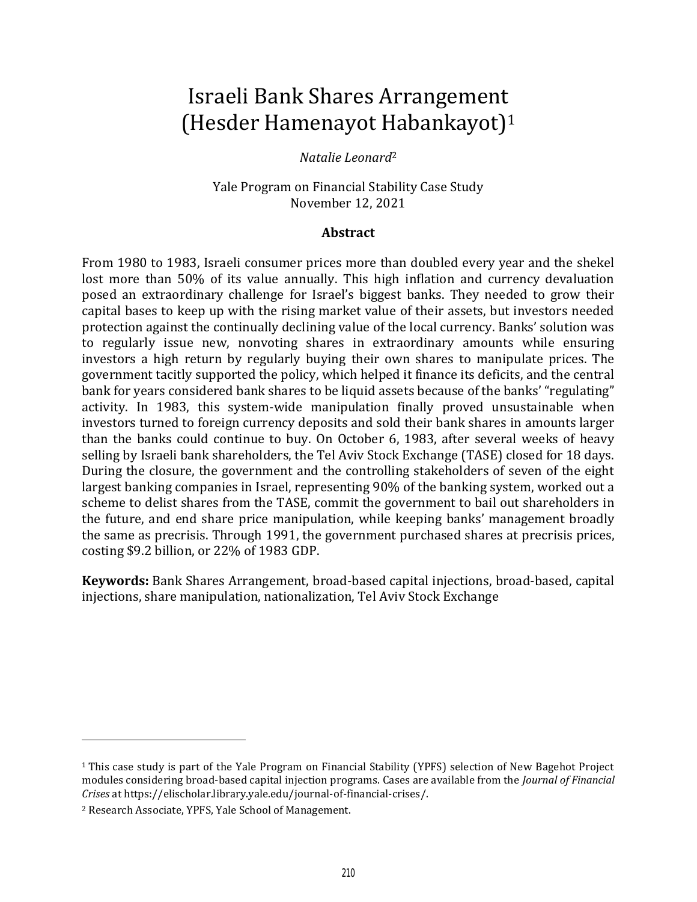# Israeli Bank Shares Arrangement (Hesder Hamenayot Habankayot)[1]

*Natalie Leonard*[2]

Yale Program on Financial Stability Case Study
November 12, 2021

### Abstract

From 1980 to 1983, Israeli consumer prices more than doubled every year and the shekel lost more than 50% of its value annually. This high inflation and currency devaluation posed an extraordinary challenge for Israel's biggest banks. They needed to grow their capital bases to keep up with the rising market value of their assets, but investors needed protection against the continually declining value of the local currency. Banks' solution was to regularly issue new, nonvoting shares in extraordinary amounts while ensuring investors a high return by regularly buying their own shares to manipulate prices. The government tacitly supported the policy, which helped it finance its deficits, and the central bank for years considered bank shares to be liquid assets because of the banks' "regulating" activity. In 1983, this system-wide manipulation finally proved unsustainable when investors turned to foreign currency deposits and sold their bank shares in amounts larger than the banks could continue to buy. On October 6, 1983, after several weeks of heavy selling by Israeli bank shareholders, the Tel Aviv Stock Exchange (TASE) closed for 18 days. During the closure, the government and the controlling stakeholders of seven of the eight largest banking companies in Israel, representing 90% of the banking system, worked out a scheme to delist shares from the TASE, commit the government to bail out shareholders in the future, and end share price manipulation, while keeping banks' management broadly the same as precrisis. Through 1991, the government purchased shares at precrisis prices, costing $9.2 billion, or 22% of 1983 GDP.

**Keywords:** Bank Shares Arrangement, broad-based capital injections, broad-based, capital injections, share manipulation, nationalization, Tel Aviv Stock Exchange

---

[1] This case study is part of the Yale Program on Financial Stability (YPFS) selection of New Bagehot Project modules considering broad-based capital injection programs. Cases are available from the *Journal of Financial Crises* at https://elischolar.library.yale.edu/journal-of-financial-crises/.

[2] Research Associate, YPFS, Yale School of Management.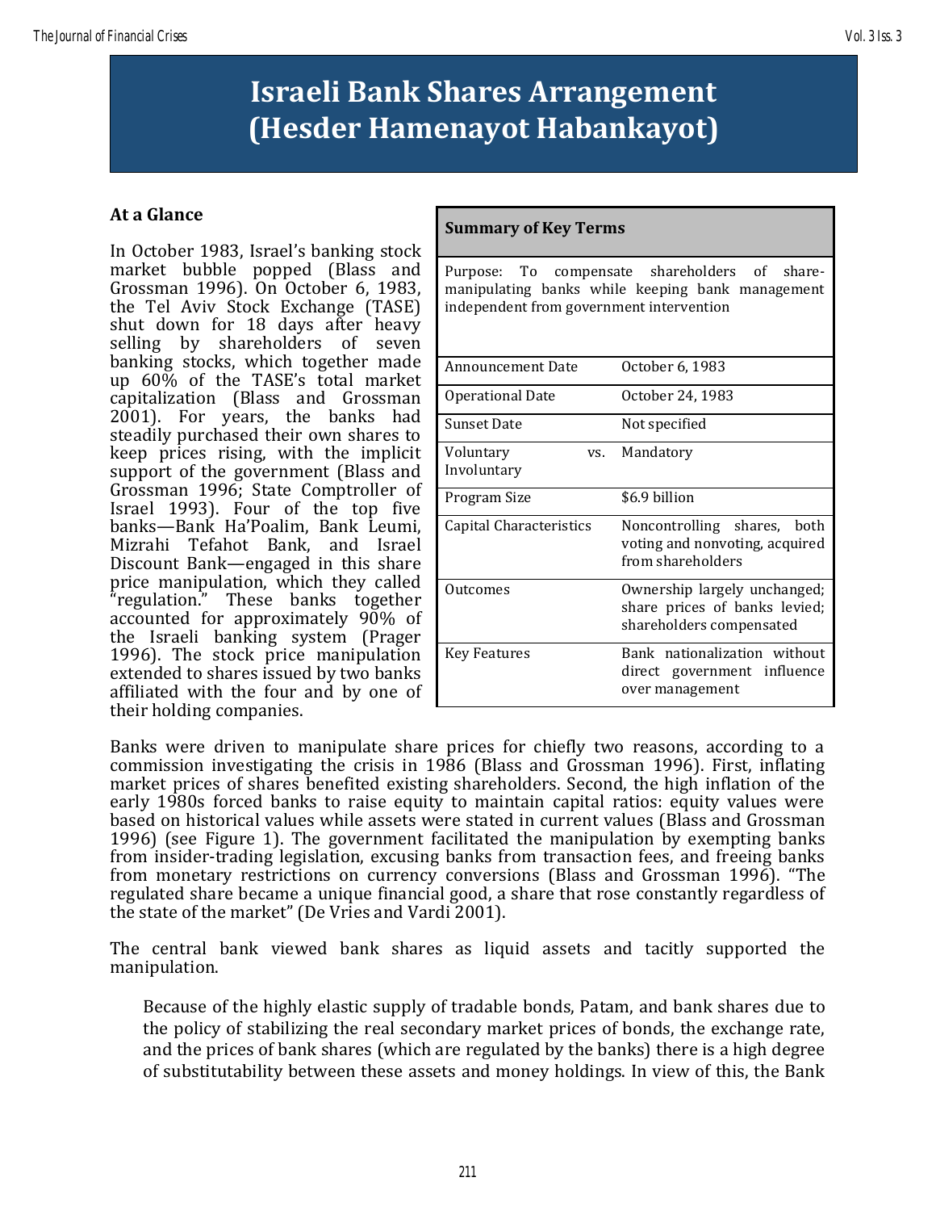# Israeli Bank Shares Arrangement (Hesder Hamenayot Habankayot)

## At a Glance

In October 1983, Israel's banking stock market bubble popped (Blass and Grossman 1996). On October 6, 1983, the Tel Aviv Stock Exchange (TASE) shut down for 18 days after heavy selling by shareholders of seven banking stocks, which together made up 60% of the TASE's total market capitalization (Blass and Grossman 2001). For years, the banks had steadily purchased their own shares to keep prices rising, with the implicit support of the government (Blass and Grossman 1996; State Comptroller of Israel 1993). Four of the top five banks—Bank Ha'Poalim, Bank Leumi, Mizrahi Tefahot Bank, and Israel Discount Bank—engaged in this share price manipulation, which they called "regulation." These banks together accounted for approximately 90% of the Israeli banking system (Prager 1996). The stock price manipulation extended to shares issued by two banks affiliated with the four and by one of their holding companies.

| Summary of Key Terms | |
|---|---|
| Purpose: To compensate shareholders of share-manipulating banks while keeping bank management independent from government intervention | |
| Announcement Date | October 6, 1983 |
| Operational Date | October 24, 1983 |
| Sunset Date | Not specified |
| Voluntary vs. Involuntary | Mandatory |
| Program Size | $6.9 billion |
| Capital Characteristics | Noncontrolling shares, both voting and nonvoting, acquired from shareholders |
| Outcomes | Ownership largely unchanged; share prices of banks levied; shareholders compensated |
| Key Features | Bank nationalization without direct government influence over management |

Banks were driven to manipulate share prices for chiefly two reasons, according to a commission investigating the crisis in 1986 (Blass and Grossman 1996). First, inflating market prices of shares benefited existing shareholders. Second, the high inflation of the early 1980s forced banks to raise equity to maintain capital ratios: equity values were based on historical values while assets were stated in current values (Blass and Grossman 1996) (see Figure 1). The government facilitated the manipulation by exempting banks from insider-trading legislation, excusing banks from transaction fees, and freeing banks from monetary restrictions on currency conversions (Blass and Grossman 1996). "The regulated share became a unique financial good, a share that rose constantly regardless of the state of the market" (De Vries and Vardi 2001).

The central bank viewed bank shares as liquid assets and tacitly supported the manipulation.

> Because of the highly elastic supply of tradable bonds, Patam, and bank shares due to the policy of stabilizing the real secondary market prices of bonds, the exchange rate, and the prices of bank shares (which are regulated by the banks) there is a high degree of substitutability between these assets and money holdings. In view of this, the Bank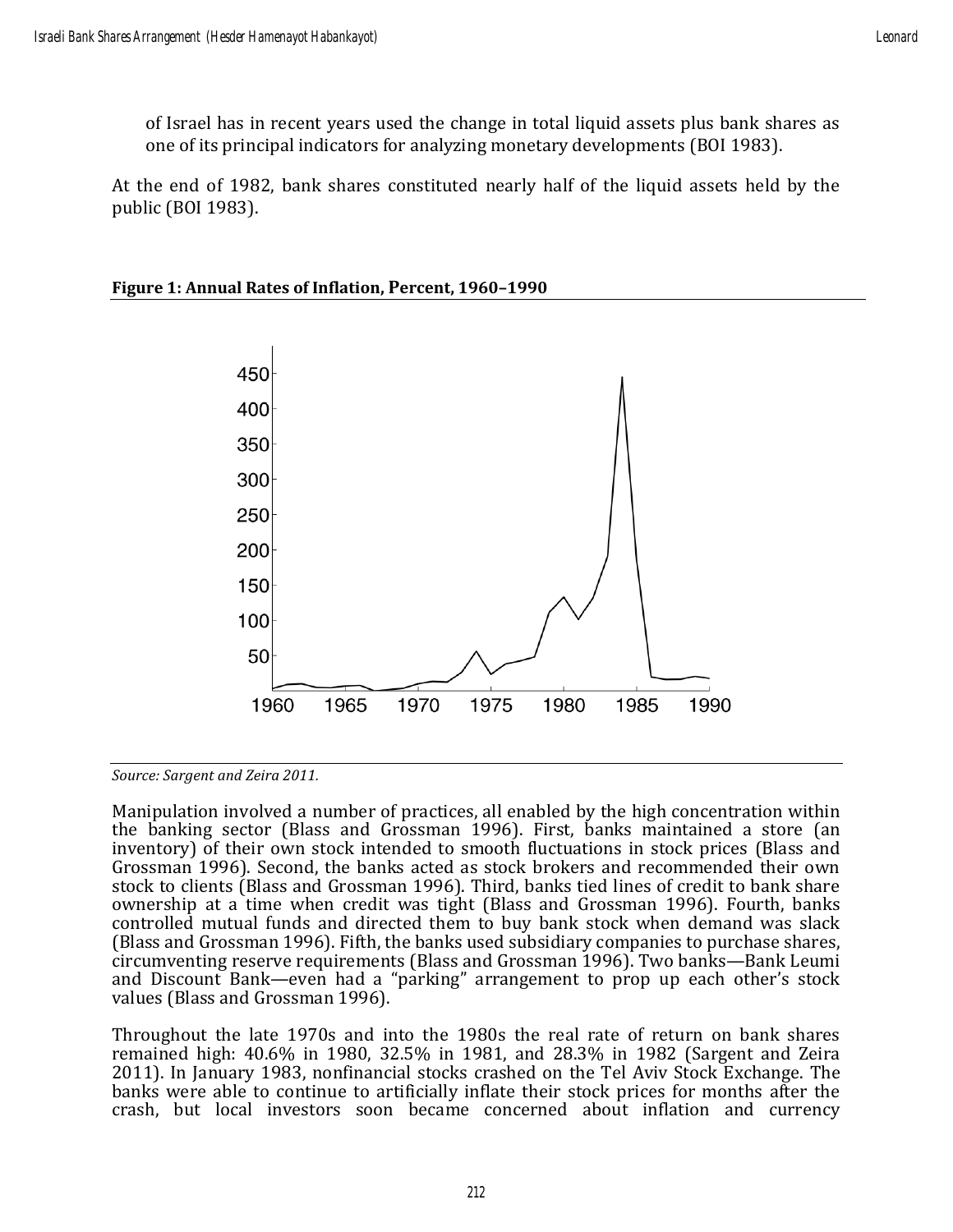of Israel has in recent years used the change in total liquid assets plus bank shares as one of its principal indicators for analyzing monetary developments (BOI 1983).

At the end of 1982, bank shares constituted nearly half of the liquid assets held by the public (BOI 1983).

**Figure 1: Annual Rates of Inflation, Percent, 1960–1990**

*Source: Sargent and Zeira 2011.*

Manipulation involved a number of practices, all enabled by the high concentration within the banking sector (Blass and Grossman 1996). First, banks maintained a store (an inventory) of their own stock intended to smooth fluctuations in stock prices (Blass and Grossman 1996). Second, the banks acted as stock brokers and recommended their own stock to clients (Blass and Grossman 1996). Third, banks tied lines of credit to bank share ownership at a time when credit was tight (Blass and Grossman 1996). Fourth, banks controlled mutual funds and directed them to buy bank stock when demand was slack (Blass and Grossman 1996). Fifth, the banks used subsidiary companies to purchase shares, circumventing reserve requirements (Blass and Grossman 1996). Two banks—Bank Leumi and Discount Bank—even had a "parking" arrangement to prop up each other's stock values (Blass and Grossman 1996).

Throughout the late 1970s and into the 1980s the real rate of return on bank shares remained high: 40.6% in 1980, 32.5% in 1981, and 28.3% in 1982 (Sargent and Zeira 2011). In January 1983, nonfinancial stocks crashed on the Tel Aviv Stock Exchange. The banks were able to continue to artificially inflate their stock prices for months after the crash, but local investors soon became concerned about inflation and currency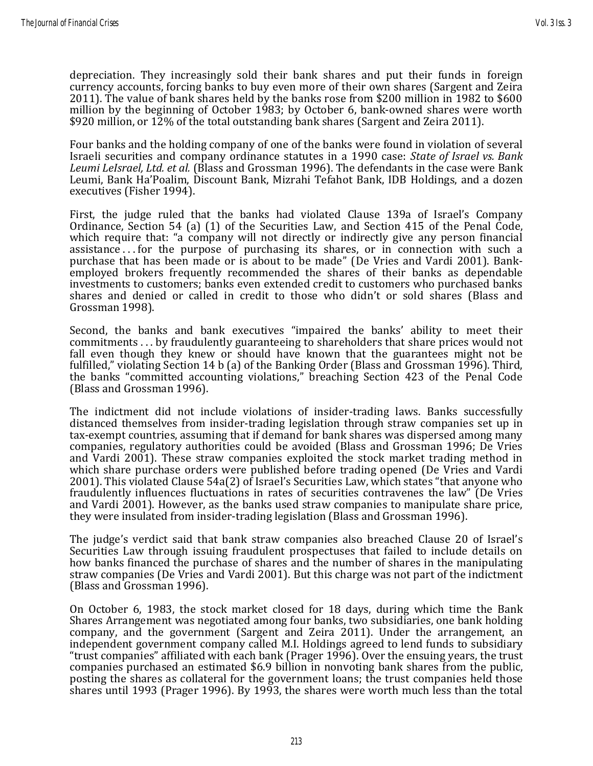depreciation. They increasingly sold their bank shares and put their funds in foreign currency accounts, forcing banks to buy even more of their own shares (Sargent and Zeira 2011). The value of bank shares held by the banks rose from $200 million in 1982 to $600 million by the beginning of October 1983; by October 6, bank-owned shares were worth $920 million, or 12% of the total outstanding bank shares (Sargent and Zeira 2011).

Four banks and the holding company of one of the banks were found in violation of several Israeli securities and company ordinance statutes in a 1990 case: *State of Israel vs. Bank Leumi LeIsrael, Ltd. et al.* (Blass and Grossman 1996). The defendants in the case were Bank Leumi, Bank Ha'Poalim, Discount Bank, Mizrahi Tefahot Bank, IDB Holdings, and a dozen executives (Fisher 1994).

First, the judge ruled that the banks had violated Clause 139a of Israel's Company Ordinance, Section 54 (a) (1) of the Securities Law, and Section 415 of the Penal Code, which require that: "a company will not directly or indirectly give any person financial assistance . . . for the purpose of purchasing its shares, or in connection with such a purchase that has been made or is about to be made" (De Vries and Vardi 2001). Bank-employed brokers frequently recommended the shares of their banks as dependable investments to customers; banks even extended credit to customers who purchased banks shares and denied or called in credit to those who didn't or sold shares (Blass and Grossman 1998).

Second, the banks and bank executives "impaired the banks' ability to meet their commitments . . . by fraudulently guaranteeing to shareholders that share prices would not fall even though they knew or should have known that the guarantees might not be fulfilled," violating Section 14 b (a) of the Banking Order (Blass and Grossman 1996). Third, the banks "committed accounting violations," breaching Section 423 of the Penal Code (Blass and Grossman 1996).

The indictment did not include violations of insider-trading laws. Banks successfully distanced themselves from insider-trading legislation through straw companies set up in tax-exempt countries, assuming that if demand for bank shares was dispersed among many companies, regulatory authorities could be avoided (Blass and Grossman 1996; De Vries and Vardi 2001). These straw companies exploited the stock market trading method in which share purchase orders were published before trading opened (De Vries and Vardi 2001). This violated Clause 54a(2) of Israel's Securities Law, which states "that anyone who fraudulently influences fluctuations in rates of securities contravenes the law" (De Vries and Vardi 2001). However, as the banks used straw companies to manipulate share price, they were insulated from insider-trading legislation (Blass and Grossman 1996).

The judge's verdict said that bank straw companies also breached Clause 20 of Israel's Securities Law through issuing fraudulent prospectuses that failed to include details on how banks financed the purchase of shares and the number of shares in the manipulating straw companies (De Vries and Vardi 2001). But this charge was not part of the indictment (Blass and Grossman 1996).

On October 6, 1983, the stock market closed for 18 days, during which time the Bank Shares Arrangement was negotiated among four banks, two subsidiaries, one bank holding company, and the government (Sargent and Zeira 2011). Under the arrangement, an independent government company called M.I. Holdings agreed to lend funds to subsidiary "trust companies" affiliated with each bank (Prager 1996). Over the ensuing years, the trust companies purchased an estimated $6.9 billion in nonvoting bank shares from the public, posting the shares as collateral for the government loans; the trust companies held those shares until 1993 (Prager 1996). By 1993, the shares were worth much less than the total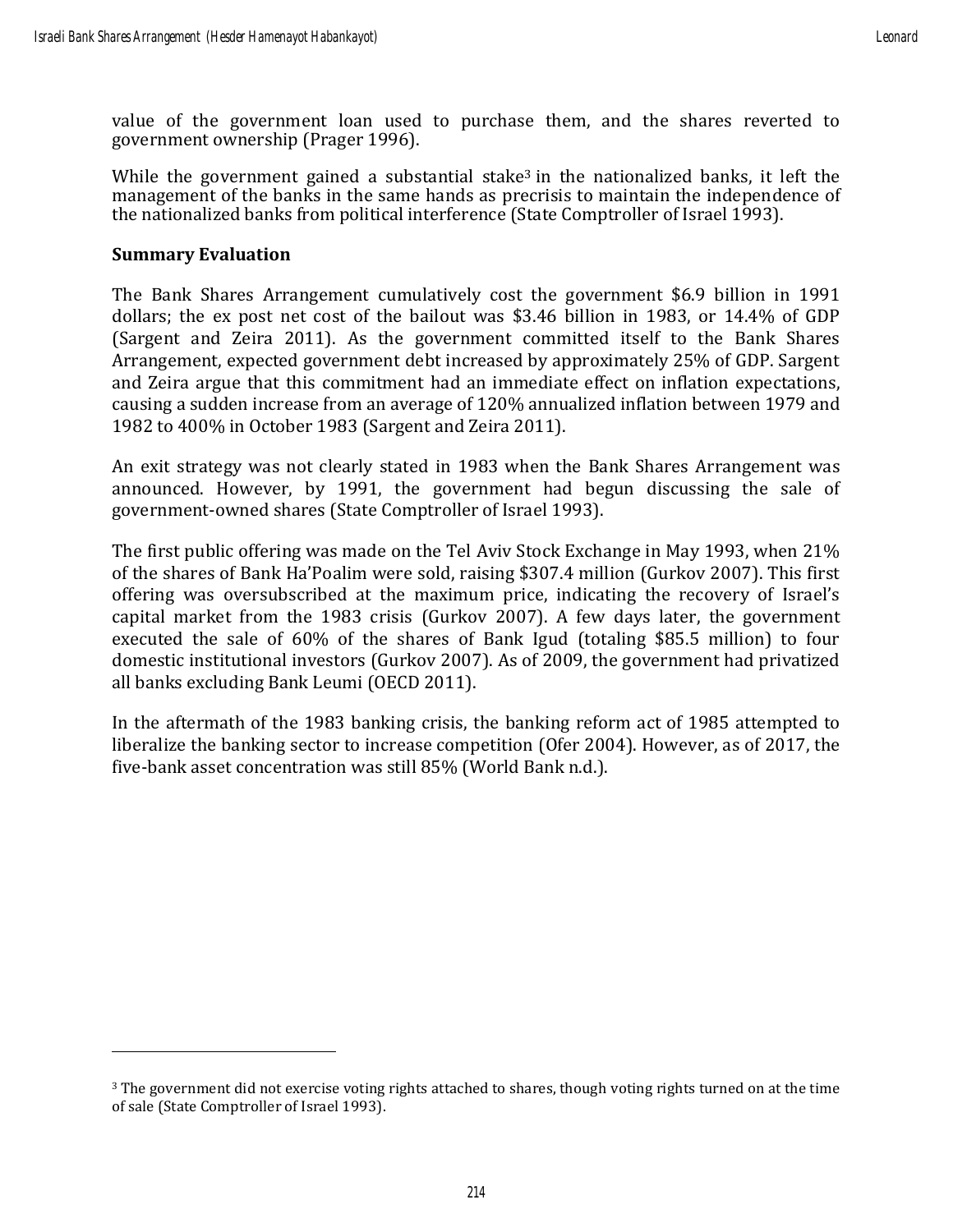value of the government loan used to purchase them, and the shares reverted to government ownership (Prager 1996).

While the government gained a substantial stake[3] in the nationalized banks, it left the management of the banks in the same hands as precrisis to maintain the independence of the nationalized banks from political interference (State Comptroller of Israel 1993).

**Summary Evaluation**

The Bank Shares Arrangement cumulatively cost the government $6.9 billion in 1991 dollars; the ex post net cost of the bailout was $3.46 billion in 1983, or 14.4% of GDP (Sargent and Zeira 2011). As the government committed itself to the Bank Shares Arrangement, expected government debt increased by approximately 25% of GDP. Sargent and Zeira argue that this commitment had an immediate effect on inflation expectations, causing a sudden increase from an average of 120% annualized inflation between 1979 and 1982 to 400% in October 1983 (Sargent and Zeira 2011).

An exit strategy was not clearly stated in 1983 when the Bank Shares Arrangement was announced. However, by 1991, the government had begun discussing the sale of government-owned shares (State Comptroller of Israel 1993).

The first public offering was made on the Tel Aviv Stock Exchange in May 1993, when 21% of the shares of Bank Ha'Poalim were sold, raising $307.4 million (Gurkov 2007). This first offering was oversubscribed at the maximum price, indicating the recovery of Israel's capital market from the 1983 crisis (Gurkov 2007). A few days later, the government executed the sale of 60% of the shares of Bank Igud (totaling $85.5 million) to four domestic institutional investors (Gurkov 2007). As of 2009, the government had privatized all banks excluding Bank Leumi (OECD 2011).

In the aftermath of the 1983 banking crisis, the banking reform act of 1985 attempted to liberalize the banking sector to increase competition (Ofer 2004). However, as of 2017, the five-bank asset concentration was still 85% (World Bank n.d.).

---

[3] The government did not exercise voting rights attached to shares, though voting rights turned on at the time of sale (State Comptroller of Israel 1993).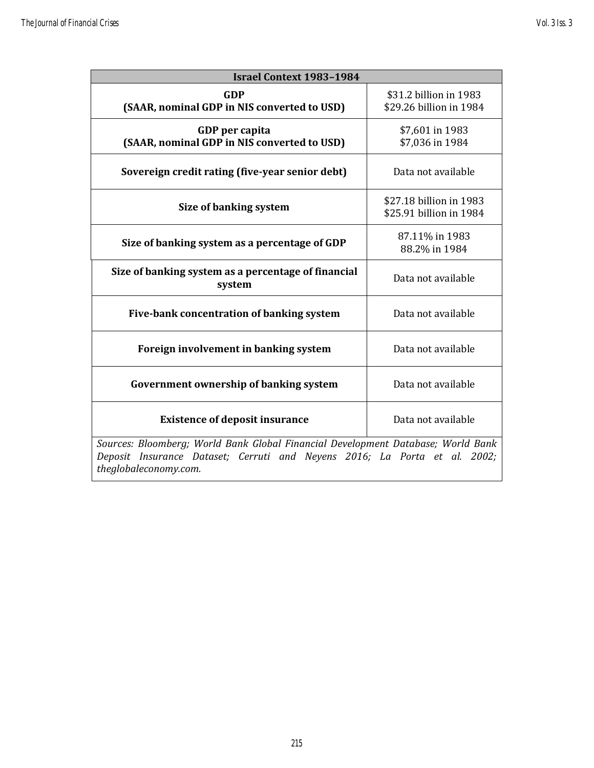| Israel Context 1983–1984 | |
|---|---|
| **GDP (SAAR, nominal GDP in NIS converted to USD)** | \$31.2 billion in 1983<br>\$29.26 billion in 1984 |
| **GDP per capita (SAAR, nominal GDP in NIS converted to USD)** | \$7,601 in 1983<br>\$7,036 in 1984 |
| **Sovereign credit rating (five-year senior debt)** | Data not available |
| **Size of banking system** | \$27.18 billion in 1983<br>\$25.91 billion in 1984 |
| **Size of banking system as a percentage of GDP** | 87.11% in 1983<br>88.2% in 1984 |
| **Size of banking system as a percentage of financial system** | Data not available |
| **Five-bank concentration of banking system** | Data not available |
| **Foreign involvement in banking system** | Data not available |
| **Government ownership of banking system** | Data not available |
| **Existence of deposit insurance** | Data not available |

*Sources: Bloomberg; World Bank Global Financial Development Database; World Bank Deposit Insurance Dataset; Cerruti and Neyens 2016; La Porta et al. 2002; theglobaleconomy.com.*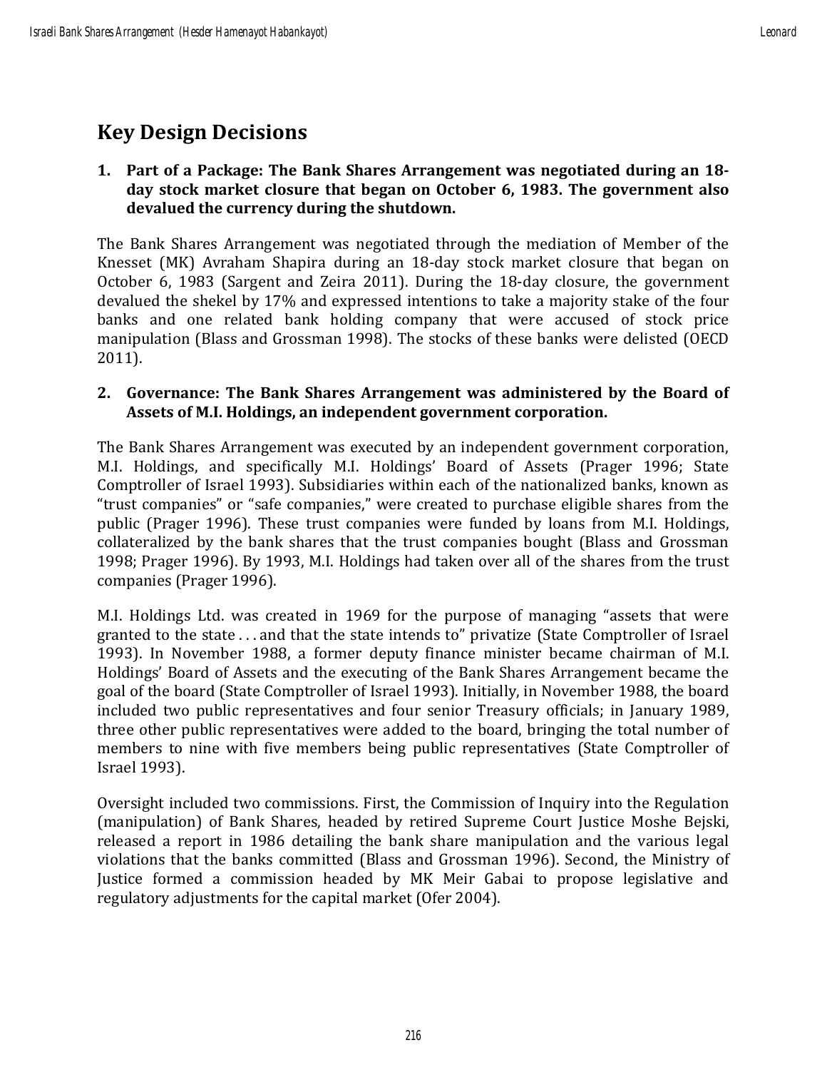## Key Design Decisions

**1. Part of a Package: The Bank Shares Arrangement was negotiated during an 18-day stock market closure that began on October 6, 1983. The government also devalued the currency during the shutdown.**

The Bank Shares Arrangement was negotiated through the mediation of Member of the Knesset (MK) Avraham Shapira during an 18-day stock market closure that began on October 6, 1983 (Sargent and Zeira 2011). During the 18-day closure, the government devalued the shekel by 17% and expressed intentions to take a majority stake of the four banks and one related bank holding company that were accused of stock price manipulation (Blass and Grossman 1998). The stocks of these banks were delisted (OECD 2011).

**2. Governance: The Bank Shares Arrangement was administered by the Board of Assets of M.I. Holdings, an independent government corporation.**

The Bank Shares Arrangement was executed by an independent government corporation, M.I. Holdings, and specifically M.I. Holdings' Board of Assets (Prager 1996; State Comptroller of Israel 1993). Subsidiaries within each of the nationalized banks, known as "trust companies" or "safe companies," were created to purchase eligible shares from the public (Prager 1996). These trust companies were funded by loans from M.I. Holdings, collateralized by the bank shares that the trust companies bought (Blass and Grossman 1998; Prager 1996). By 1993, M.I. Holdings had taken over all of the shares from the trust companies (Prager 1996).

M.I. Holdings Ltd. was created in 1969 for the purpose of managing "assets that were granted to the state . . . and that the state intends to" privatize (State Comptroller of Israel 1993). In November 1988, a former deputy finance minister became chairman of M.I. Holdings' Board of Assets and the executing of the Bank Shares Arrangement became the goal of the board (State Comptroller of Israel 1993). Initially, in November 1988, the board included two public representatives and four senior Treasury officials; in January 1989, three other public representatives were added to the board, bringing the total number of members to nine with five members being public representatives (State Comptroller of Israel 1993).

Oversight included two commissions. First, the Commission of Inquiry into the Regulation (manipulation) of Bank Shares, headed by retired Supreme Court Justice Moshe Bejski, released a report in 1986 detailing the bank share manipulation and the various legal violations that the banks committed (Blass and Grossman 1996). Second, the Ministry of Justice formed a commission headed by MK Meir Gabai to propose legislative and regulatory adjustments for the capital market (Ofer 2004).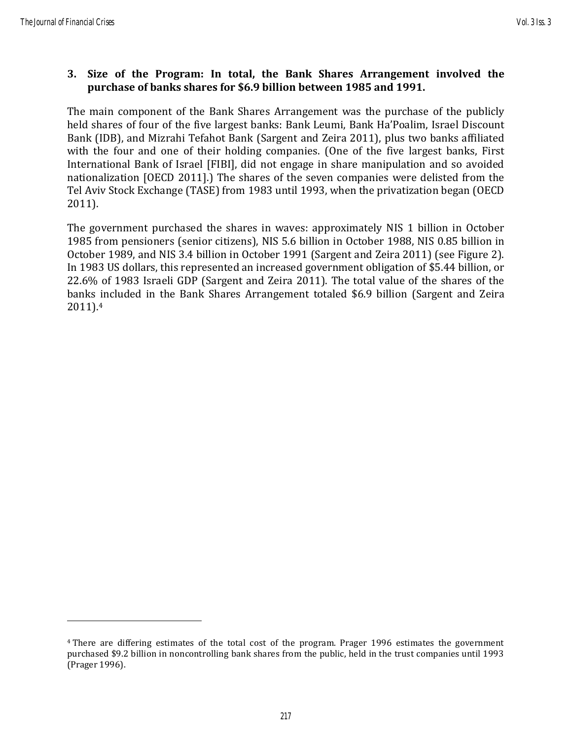### 3. Size of the Program: In total, the Bank Shares Arrangement involved the purchase of banks shares for $6.9 billion between 1985 and 1991.

The main component of the Bank Shares Arrangement was the purchase of the publicly held shares of four of the five largest banks: Bank Leumi, Bank Ha'Poalim, Israel Discount Bank (IDB), and Mizrahi Tefahot Bank (Sargent and Zeira 2011), plus two banks affiliated with the four and one of their holding companies. (One of the five largest banks, First International Bank of Israel [FIBI], did not engage in share manipulation and so avoided nationalization [OECD 2011].) The shares of the seven companies were delisted from the Tel Aviv Stock Exchange (TASE) from 1983 until 1993, when the privatization began (OECD 2011).

The government purchased the shares in waves: approximately NIS 1 billion in October 1985 from pensioners (senior citizens), NIS 5.6 billion in October 1988, NIS 0.85 billion in October 1989, and NIS 3.4 billion in October 1991 (Sargent and Zeira 2011) (see Figure 2). In 1983 US dollars, this represented an increased government obligation of $5.44 billion, or 22.6% of 1983 Israeli GDP (Sargent and Zeira 2011). The total value of the shares of the banks included in the Bank Shares Arrangement totaled $6.9 billion (Sargent and Zeira 2011).[4]

---

[4] There are differing estimates of the total cost of the program. Prager 1996 estimates the government purchased $9.2 billion in noncontrolling bank shares from the public, held in the trust companies until 1993 (Prager 1996).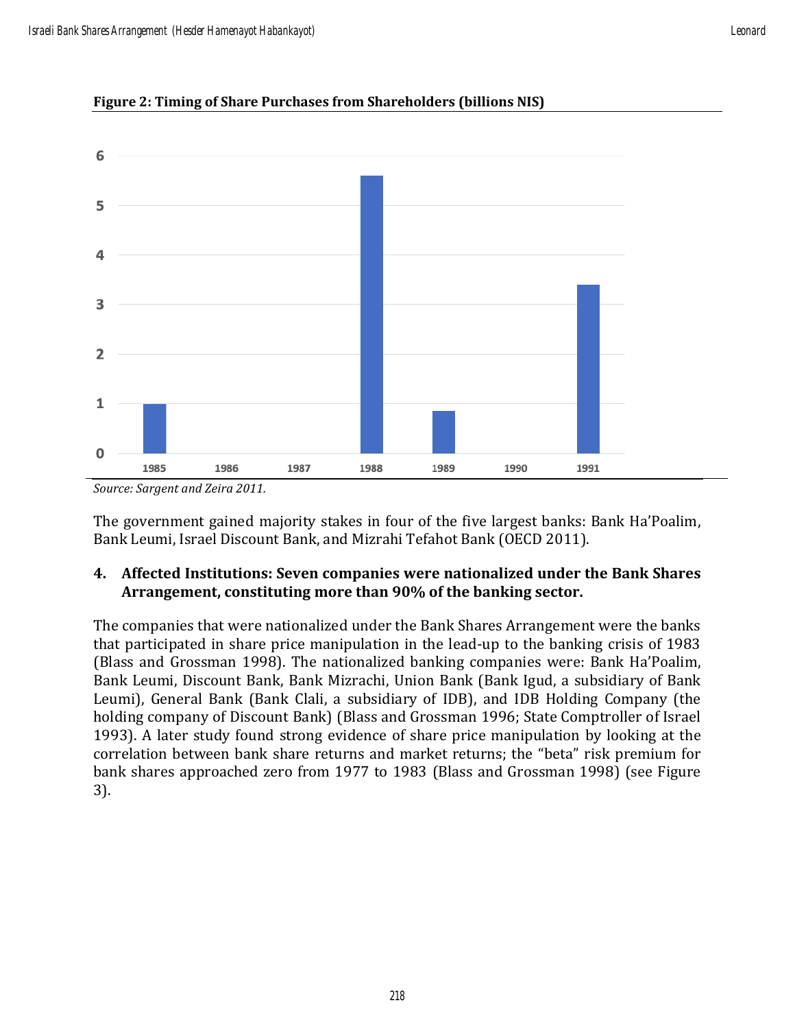**Figure 2: Timing of Share Purchases from Shareholders (billions NIS)**

*Source: Sargent and Zeira 2011.*

The government gained majority stakes in four of the five largest banks: Bank Ha'Poalim, Bank Leumi, Israel Discount Bank, and Mizrahi Tefahot Bank (OECD 2011).

4. **Affected Institutions: Seven companies were nationalized under the Bank Shares Arrangement, constituting more than 90% of the banking sector.**

The companies that were nationalized under the Bank Shares Arrangement were the banks that participated in share price manipulation in the lead-up to the banking crisis of 1983 (Blass and Grossman 1998). The nationalized banking companies were: Bank Ha'Poalim, Bank Leumi, Discount Bank, Bank Mizrachi, Union Bank (Bank Igud, a subsidiary of Bank Leumi), General Bank (Bank Clali, a subsidiary of IDB), and IDB Holding Company (the holding company of Discount Bank) (Blass and Grossman 1996; State Comptroller of Israel 1993). A later study found strong evidence of share price manipulation by looking at the correlation between bank share returns and market returns; the "beta" risk premium for bank shares approached zero from 1977 to 1983 (Blass and Grossman 1998) (see Figure 3).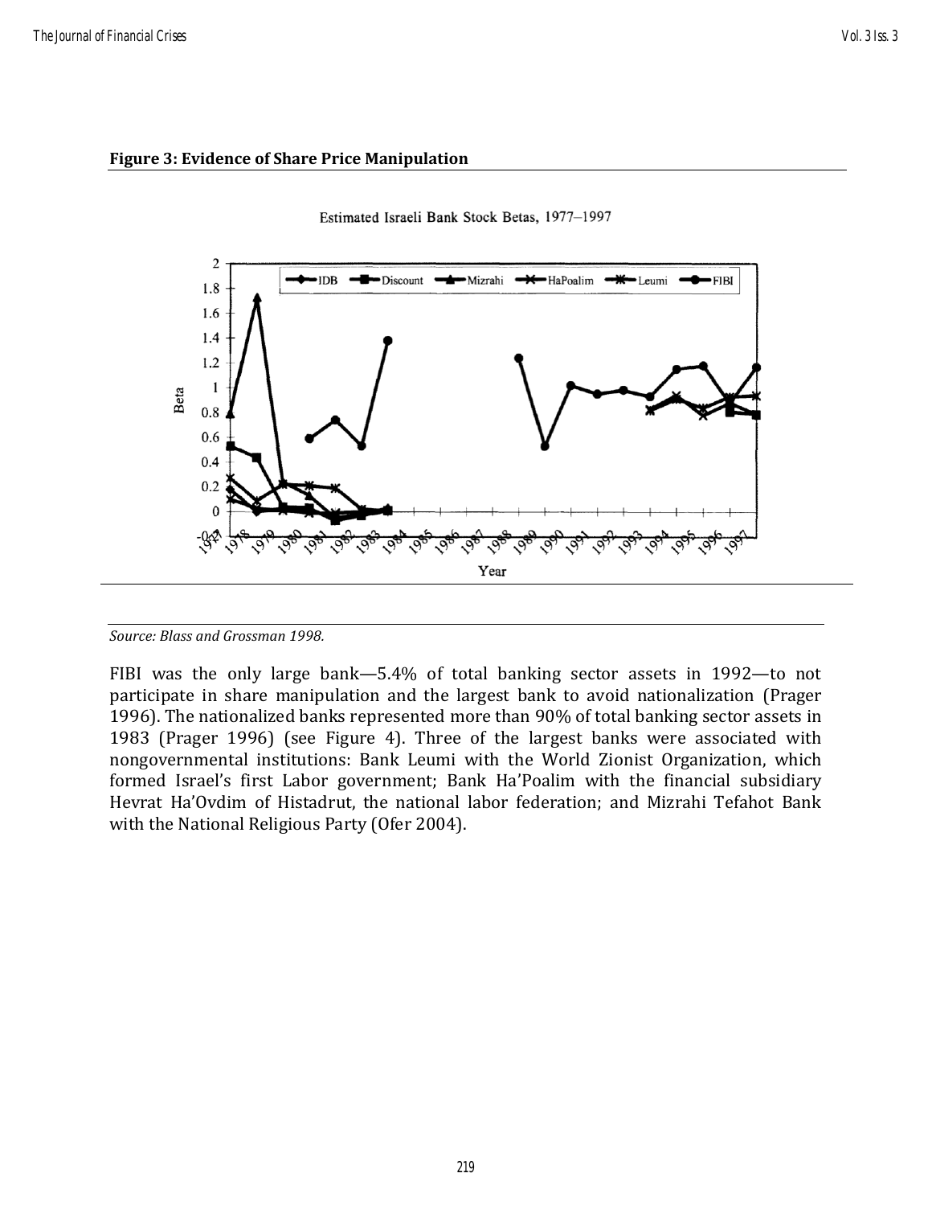**Figure 3: Evidence of Share Price Manipulation**

Estimated Israeli Bank Stock Betas, 1977–1997

*Source: Blass and Grossman 1998.*

FIBI was the only large bank—5.4% of total banking sector assets in 1992—to not participate in share manipulation and the largest bank to avoid nationalization (Prager 1996). The nationalized banks represented more than 90% of total banking sector assets in 1983 (Prager 1996) (see Figure 4). Three of the largest banks were associated with nongovernmental institutions: Bank Leumi with the World Zionist Organization, which formed Israel's first Labor government; Bank Ha'Poalim with the financial subsidiary Hevrat Ha'Ovdim of Histadrut, the national labor federation; and Mizrahi Tefahot Bank with the National Religious Party (Ofer 2004).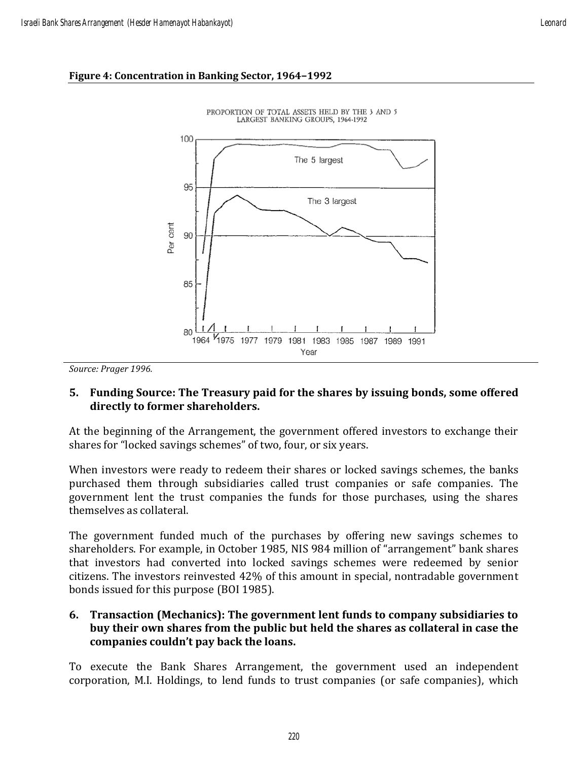**Figure 4: Concentration in Banking Sector, 1964–1992**

*Source: Prager 1996.*

### 5. Funding Source: The Treasury paid for the shares by issuing bonds, some offered directly to former shareholders.

At the beginning of the Arrangement, the government offered investors to exchange their shares for "locked savings schemes" of two, four, or six years.

When investors were ready to redeem their shares or locked savings schemes, the banks purchased them through subsidiaries called trust companies or safe companies. The government lent the trust companies the funds for those purchases, using the shares themselves as collateral.

The government funded much of the purchases by offering new savings schemes to shareholders. For example, in October 1985, NIS 984 million of "arrangement" bank shares that investors had converted into locked savings schemes were redeemed by senior citizens. The investors reinvested 42% of this amount in special, nontradable government bonds issued for this purpose (BOI 1985).

### 6. Transaction (Mechanics): The government lent funds to company subsidiaries to buy their own shares from the public but held the shares as collateral in case the companies couldn't pay back the loans.

To execute the Bank Shares Arrangement, the government used an independent corporation, M.I. Holdings, to lend funds to trust companies (or safe companies), which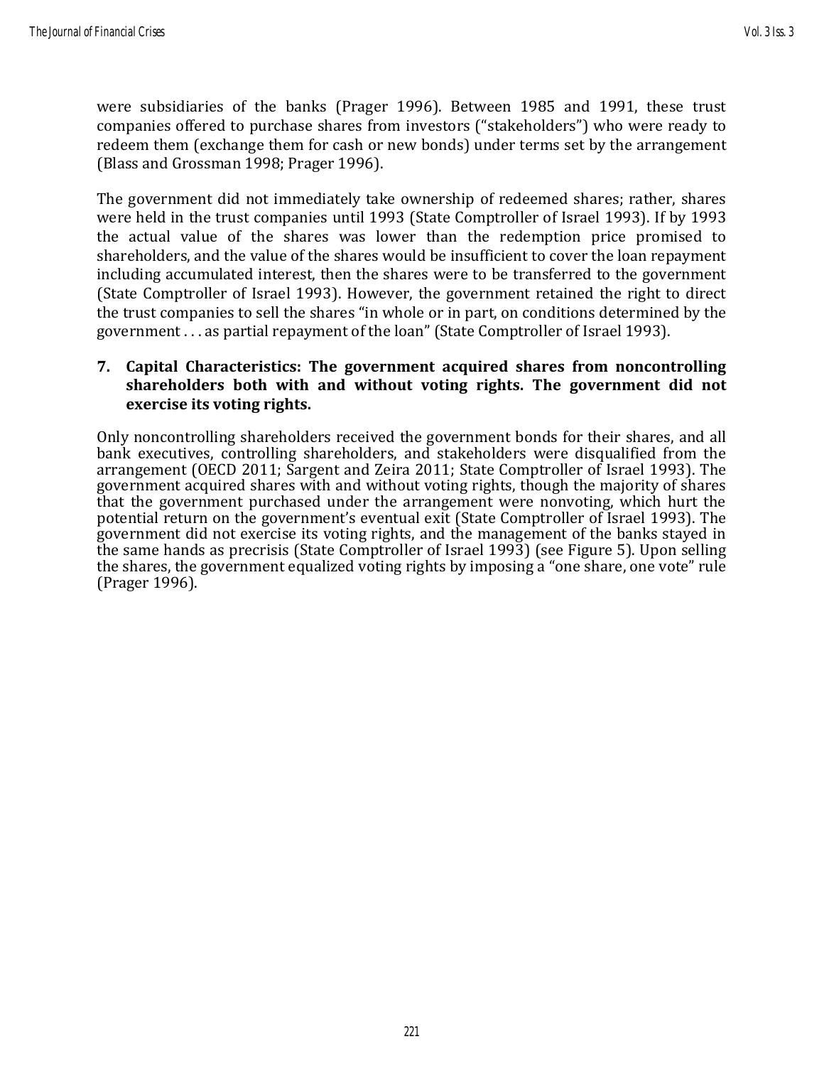were subsidiaries of the banks (Prager 1996). Between 1985 and 1991, these trust companies offered to purchase shares from investors ("stakeholders") who were ready to redeem them (exchange them for cash or new bonds) under terms set by the arrangement (Blass and Grossman 1998; Prager 1996).

The government did not immediately take ownership of redeemed shares; rather, shares were held in the trust companies until 1993 (State Comptroller of Israel 1993). If by 1993 the actual value of the shares was lower than the redemption price promised to shareholders, and the value of the shares would be insufficient to cover the loan repayment including accumulated interest, then the shares were to be transferred to the government (State Comptroller of Israel 1993). However, the government retained the right to direct the trust companies to sell the shares "in whole or in part, on conditions determined by the government . . . as partial repayment of the loan" (State Comptroller of Israel 1993).

### 7. Capital Characteristics: The government acquired shares from noncontrolling shareholders both with and without voting rights. The government did not exercise its voting rights.

Only noncontrolling shareholders received the government bonds for their shares, and all bank executives, controlling shareholders, and stakeholders were disqualified from the arrangement (OECD 2011; Sargent and Zeira 2011; State Comptroller of Israel 1993). The government acquired shares with and without voting rights, though the majority of shares that the government purchased under the arrangement were nonvoting, which hurt the potential return on the government's eventual exit (State Comptroller of Israel 1993). The government did not exercise its voting rights, and the management of the banks stayed in the same hands as precrisis (State Comptroller of Israel 1993) (see Figure 5). Upon selling the shares, the government equalized voting rights by imposing a "one share, one vote" rule (Prager 1996).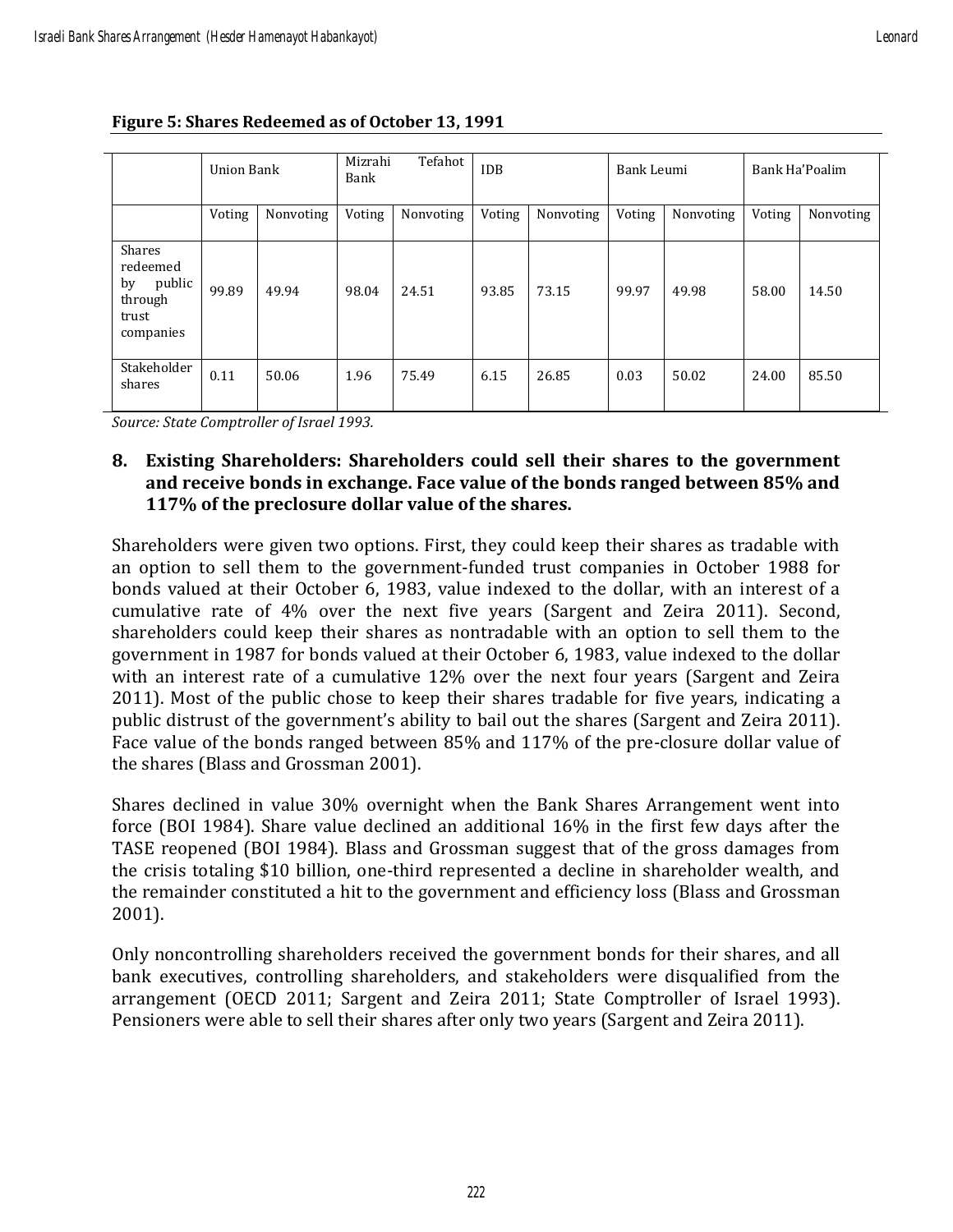**Figure 5: Shares Redeemed as of October 13, 1991**

| | Union Bank | | Mizrahi Tefahot Bank | | IDB | | Bank Leumi | | Bank Ha'Poalim | |
|---|---|---|---|---|---|---|---|---|---|---|
| | Voting | Nonvoting | Voting | Nonvoting | Voting | Nonvoting | Voting | Nonvoting | Voting | Nonvoting |
| Shares redeemed by public through trust companies | 99.89 | 49.94 | 98.04 | 24.51 | 93.85 | 73.15 | 99.97 | 49.98 | 58.00 | 14.50 |
| Stakeholder shares | 0.11 | 50.06 | 1.96 | 75.49 | 6.15 | 26.85 | 0.03 | 50.02 | 24.00 | 85.50 |

*Source: State Comptroller of Israel 1993.*

### 8. Existing Shareholders: Shareholders could sell their shares to the government and receive bonds in exchange. Face value of the bonds ranged between 85% and 117% of the preclosure dollar value of the shares.

Shareholders were given two options. First, they could keep their shares as tradable with an option to sell them to the government-funded trust companies in October 1988 for bonds valued at their October 6, 1983, value indexed to the dollar, with an interest of a cumulative rate of 4% over the next five years (Sargent and Zeira 2011). Second, shareholders could keep their shares as nontradable with an option to sell them to the government in 1987 for bonds valued at their October 6, 1983, value indexed to the dollar with an interest rate of a cumulative 12% over the next four years (Sargent and Zeira 2011). Most of the public chose to keep their shares tradable for five years, indicating a public distrust of the government's ability to bail out the shares (Sargent and Zeira 2011). Face value of the bonds ranged between 85% and 117% of the pre-closure dollar value of the shares (Blass and Grossman 2001).

Shares declined in value 30% overnight when the Bank Shares Arrangement went into force (BOI 1984). Share value declined an additional 16% in the first few days after the TASE reopened (BOI 1984). Blass and Grossman suggest that of the gross damages from the crisis totaling $10 billion, one-third represented a decline in shareholder wealth, and the remainder constituted a hit to the government and efficiency loss (Blass and Grossman 2001).

Only noncontrolling shareholders received the government bonds for their shares, and all bank executives, controlling shareholders, and stakeholders were disqualified from the arrangement (OECD 2011; Sargent and Zeira 2011; State Comptroller of Israel 1993). Pensioners were able to sell their shares after only two years (Sargent and Zeira 2011).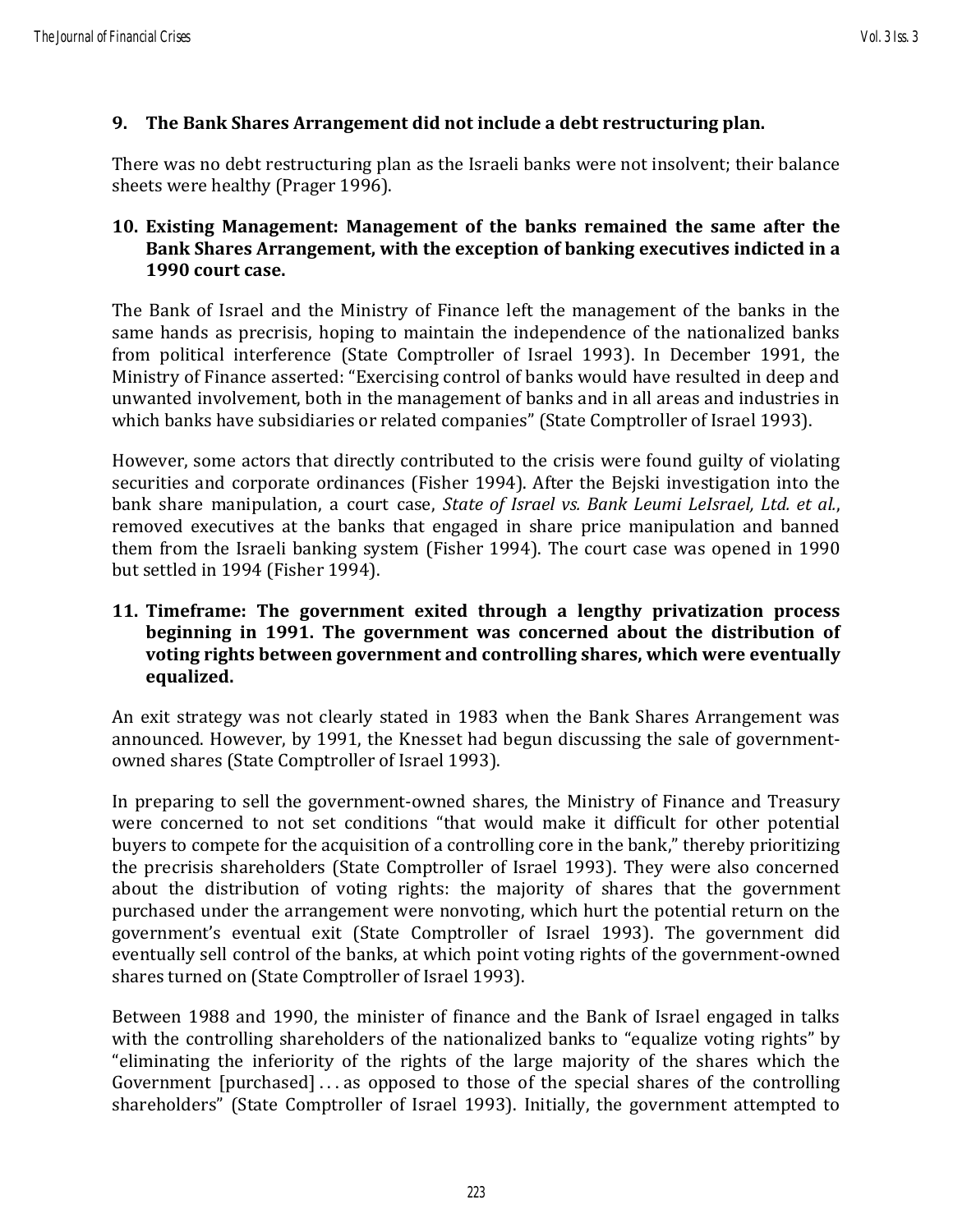### 9. The Bank Shares Arrangement did not include a debt restructuring plan.

There was no debt restructuring plan as the Israeli banks were not insolvent; their balance sheets were healthy (Prager 1996).

### 10. Existing Management: Management of the banks remained the same after the Bank Shares Arrangement, with the exception of banking executives indicted in a 1990 court case.

The Bank of Israel and the Ministry of Finance left the management of the banks in the same hands as precrisis, hoping to maintain the independence of the nationalized banks from political interference (State Comptroller of Israel 1993). In December 1991, the Ministry of Finance asserted: "Exercising control of banks would have resulted in deep and unwanted involvement, both in the management of banks and in all areas and industries in which banks have subsidiaries or related companies" (State Comptroller of Israel 1993).

However, some actors that directly contributed to the crisis were found guilty of violating securities and corporate ordinances (Fisher 1994). After the Bejski investigation into the bank share manipulation, a court case, *State of Israel vs. Bank Leumi LeIsrael, Ltd. et al.*, removed executives at the banks that engaged in share price manipulation and banned them from the Israeli banking system (Fisher 1994). The court case was opened in 1990 but settled in 1994 (Fisher 1994).

### 11. Timeframe: The government exited through a lengthy privatization process beginning in 1991. The government was concerned about the distribution of voting rights between government and controlling shares, which were eventually equalized.

An exit strategy was not clearly stated in 1983 when the Bank Shares Arrangement was announced. However, by 1991, the Knesset had begun discussing the sale of government-owned shares (State Comptroller of Israel 1993).

In preparing to sell the government-owned shares, the Ministry of Finance and Treasury were concerned to not set conditions "that would make it difficult for other potential buyers to compete for the acquisition of a controlling core in the bank," thereby prioritizing the precrisis shareholders (State Comptroller of Israel 1993). They were also concerned about the distribution of voting rights: the majority of shares that the government purchased under the arrangement were nonvoting, which hurt the potential return on the government's eventual exit (State Comptroller of Israel 1993). The government did eventually sell control of the banks, at which point voting rights of the government-owned shares turned on (State Comptroller of Israel 1993).

Between 1988 and 1990, the minister of finance and the Bank of Israel engaged in talks with the controlling shareholders of the nationalized banks to "equalize voting rights" by "eliminating the inferiority of the rights of the large majority of the shares which the Government [purchased] . . . as opposed to those of the special shares of the controlling shareholders" (State Comptroller of Israel 1993). Initially, the government attempted to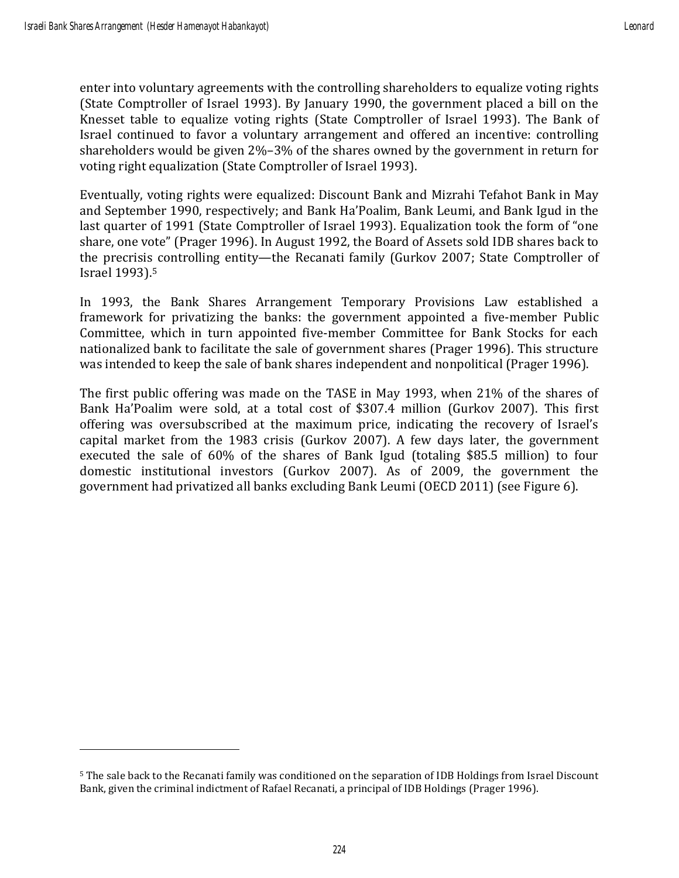enter into voluntary agreements with the controlling shareholders to equalize voting rights (State Comptroller of Israel 1993). By January 1990, the government placed a bill on the Knesset table to equalize voting rights (State Comptroller of Israel 1993). The Bank of Israel continued to favor a voluntary arrangement and offered an incentive: controlling shareholders would be given 2%–3% of the shares owned by the government in return for voting right equalization (State Comptroller of Israel 1993).

Eventually, voting rights were equalized: Discount Bank and Mizrahi Tefahot Bank in May and September 1990, respectively; and Bank Ha'Poalim, Bank Leumi, and Bank Igud in the last quarter of 1991 (State Comptroller of Israel 1993). Equalization took the form of "one share, one vote" (Prager 1996). In August 1992, the Board of Assets sold IDB shares back to the precrisis controlling entity—the Recanati family (Gurkov 2007; State Comptroller of Israel 1993).[5]

In 1993, the Bank Shares Arrangement Temporary Provisions Law established a framework for privatizing the banks: the government appointed a five-member Public Committee, which in turn appointed five-member Committee for Bank Stocks for each nationalized bank to facilitate the sale of government shares (Prager 1996). This structure was intended to keep the sale of bank shares independent and nonpolitical (Prager 1996).

The first public offering was made on the TASE in May 1993, when 21% of the shares of Bank Ha'Poalim were sold, at a total cost of $307.4 million (Gurkov 2007). This first offering was oversubscribed at the maximum price, indicating the recovery of Israel's capital market from the 1983 crisis (Gurkov 2007). A few days later, the government executed the sale of 60% of the shares of Bank Igud (totaling $85.5 million) to four domestic institutional investors (Gurkov 2007). As of 2009, the government the government had privatized all banks excluding Bank Leumi (OECD 2011) (see Figure 6).

---

[5] The sale back to the Recanati family was conditioned on the separation of IDB Holdings from Israel Discount Bank, given the criminal indictment of Rafael Recanati, a principal of IDB Holdings (Prager 1996).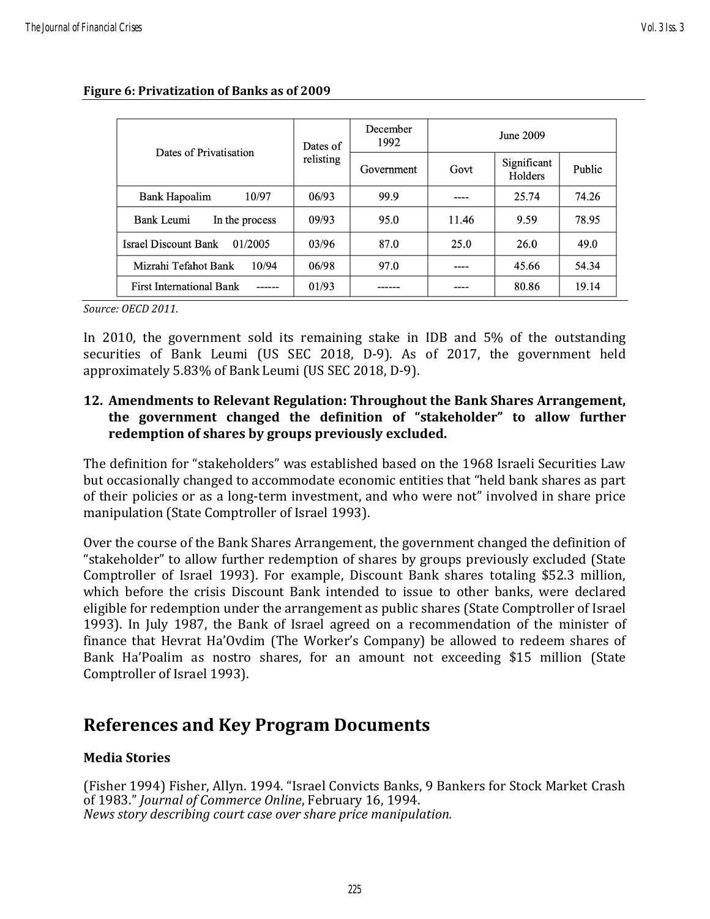**Figure 6: Privatization of Banks as of 2009**

| Dates of Privatisation | Dates of relisting | December 1992 | June 2009 | | |
|---|---|---|---|---|---|
| | | Government | Govt | Significant Holders | Public |
| Bank Hapoalim 10/97 | 06/93 | 99.9 | ---- | 25.74 | 74.26 |
| Bank Leumi In the process | 09/93 | 95.0 | 11.46 | 9.59 | 78.95 |
| Israel Discount Bank 01/2005 | 03/96 | 87.0 | 25.0 | 26.0 | 49.0 |
| Mizrahi Tefahot Bank 10/94 | 06/98 | 97.0 | ---- | 45.66 | 54.34 |
| First International Bank ------ | 01/93 | ------ | ---- | 80.86 | 19.14 |

*Source: OECD 2011.*

In 2010, the government sold its remaining stake in IDB and 5% of the outstanding securities of Bank Leumi (US SEC 2018, D-9). As of 2017, the government held approximately 5.83% of Bank Leumi (US SEC 2018, D-9).

**12. Amendments to Relevant Regulation: Throughout the Bank Shares Arrangement, the government changed the definition of "stakeholder" to allow further redemption of shares by groups previously excluded.**

The definition for "stakeholders" was established based on the 1968 Israeli Securities Law but occasionally changed to accommodate economic entities that "held bank shares as part of their policies or as a long-term investment, and who were not" involved in share price manipulation (State Comptroller of Israel 1993).

Over the course of the Bank Shares Arrangement, the government changed the definition of "stakeholder" to allow further redemption of shares by groups previously excluded (State Comptroller of Israel 1993). For example, Discount Bank shares totaling $52.3 million, which before the crisis Discount Bank intended to issue to other banks, were declared eligible for redemption under the arrangement as public shares (State Comptroller of Israel 1993). In July 1987, the Bank of Israel agreed on a recommendation of the minister of finance that Hevrat Ha'Ovdim (The Worker's Company) be allowed to redeem shares of Bank Ha'Poalim as nostro shares, for an amount not exceeding $15 million (State Comptroller of Israel 1993).

## References and Key Program Documents

### Media Stories

(Fisher 1994) Fisher, Allyn. 1994. "Israel Convicts Banks, 9 Bankers for Stock Market Crash of 1983." *Journal of Commerce Online*, February 16, 1994.
*News story describing court case over share price manipulation.*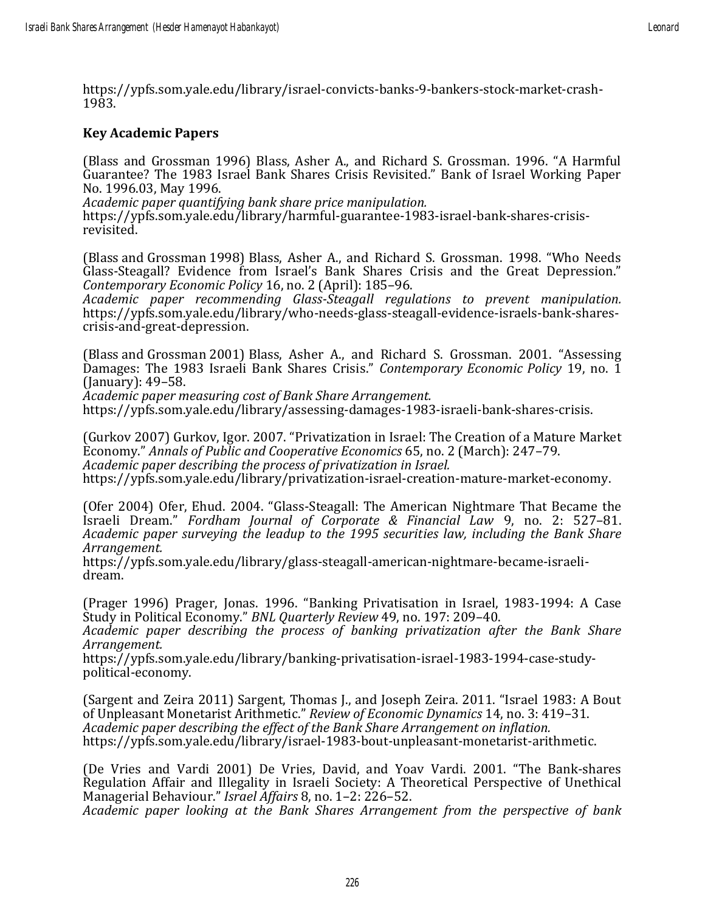https://ypfs.som.yale.edu/library/israel-convicts-banks-9-bankers-stock-market-crash-1983.

### Key Academic Papers

(Blass and Grossman 1996) Blass, Asher A., and Richard S. Grossman. 1996. "A Harmful Guarantee? The 1983 Israel Bank Shares Crisis Revisited." Bank of Israel Working Paper No. 1996.03, May 1996.
*Academic paper quantifying bank share price manipulation.*
https://ypfs.som.yale.edu/library/harmful-guarantee-1983-israel-bank-shares-crisis-revisited.

(Blass and Grossman 1998) Blass, Asher A., and Richard S. Grossman. 1998. "Who Needs Glass-Steagall? Evidence from Israel's Bank Shares Crisis and the Great Depression." *Contemporary Economic Policy* 16, no. 2 (April): 185–96.
*Academic paper recommending Glass-Steagall regulations to prevent manipulation.* https://ypfs.som.yale.edu/library/who-needs-glass-steagall-evidence-israels-bank-shares-crisis-and-great-depression.

(Blass and Grossman 2001) Blass, Asher A., and Richard S. Grossman. 2001. "Assessing Damages: The 1983 Israeli Bank Shares Crisis." *Contemporary Economic Policy* 19, no. 1 (January): 49–58.
*Academic paper measuring cost of Bank Share Arrangement.*
https://ypfs.som.yale.edu/library/assessing-damages-1983-israeli-bank-shares-crisis.

(Gurkov 2007) Gurkov, Igor. 2007. "Privatization in Israel: The Creation of a Mature Market Economy." *Annals of Public and Cooperative Economics* 65, no. 2 (March): 247–79.
*Academic paper describing the process of privatization in Israel.*
https://ypfs.som.yale.edu/library/privatization-israel-creation-mature-market-economy.

(Ofer 2004) Ofer, Ehud. 2004. "Glass-Steagall: The American Nightmare That Became the Israeli Dream." *Fordham Journal of Corporate & Financial Law* 9, no. 2: 527–81.
*Academic paper surveying the leadup to the 1995 securities law, including the Bank Share Arrangement.*
https://ypfs.som.yale.edu/library/glass-steagall-american-nightmare-became-israeli-dream.

(Prager 1996) Prager, Jonas. 1996. "Banking Privatisation in Israel, 1983-1994: A Case Study in Political Economy." *BNL Quarterly Review* 49, no. 197: 209–40.
*Academic paper describing the process of banking privatization after the Bank Share Arrangement.*
https://ypfs.som.yale.edu/library/banking-privatisation-israel-1983-1994-case-study-political-economy.

(Sargent and Zeira 2011) Sargent, Thomas J., and Joseph Zeira. 2011. "Israel 1983: A Bout of Unpleasant Monetarist Arithmetic." *Review of Economic Dynamics* 14, no. 3: 419–31.
*Academic paper describing the effect of the Bank Share Arrangement on inflation.*
https://ypfs.som.yale.edu/library/israel-1983-bout-unpleasant-monetarist-arithmetic.

(De Vries and Vardi 2001) De Vries, David, and Yoav Vardi. 2001. "The Bank-shares Regulation Affair and Illegality in Israeli Society: A Theoretical Perspective of Unethical Managerial Behaviour." *Israel Affairs* 8, no. 1–2: 226–52.
*Academic paper looking at the Bank Shares Arrangement from the perspective of bank*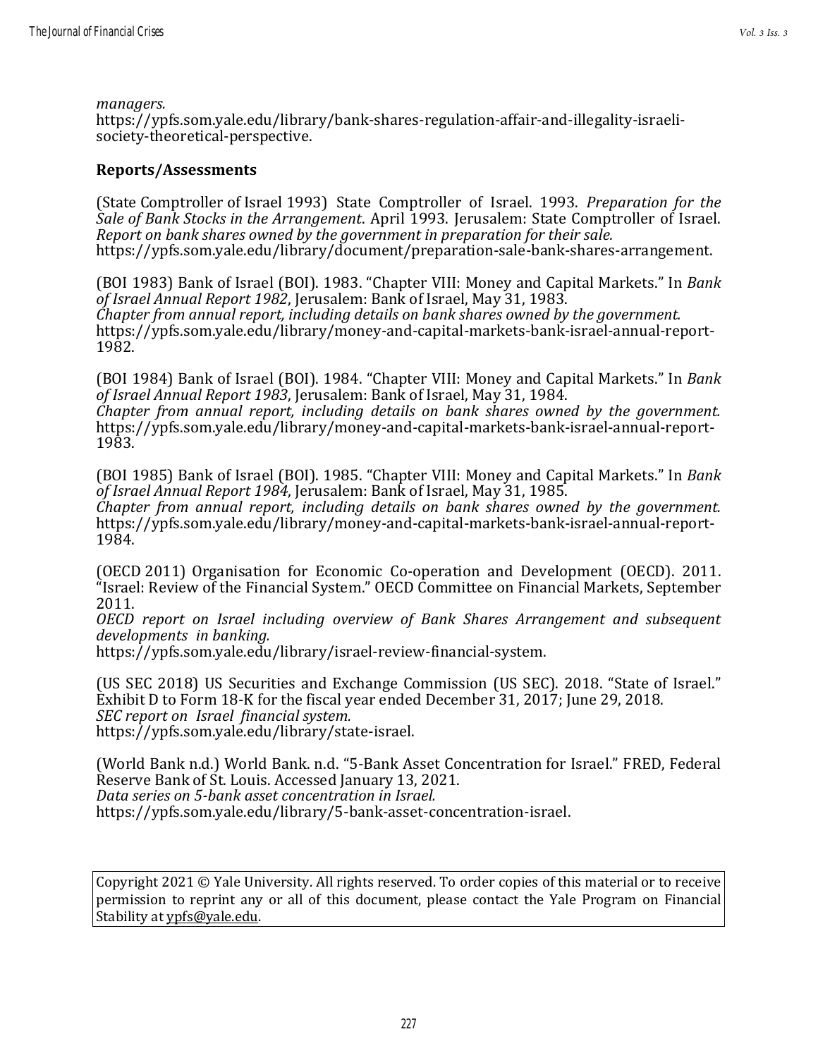*managers.*
https://ypfs.som.yale.edu/library/bank-shares-regulation-affair-and-illegality-israeli-society-theoretical-perspective.

## Reports/Assessments

(State Comptroller of Israel 1993) State Comptroller of Israel. 1993. *Preparation for the Sale of Bank Stocks in the Arrangement*. April 1993. Jerusalem: State Comptroller of Israel.
*Report on bank shares owned by the government in preparation for their sale.*
https://ypfs.som.yale.edu/library/document/preparation-sale-bank-shares-arrangement.

(BOI 1983) Bank of Israel (BOI). 1983. "Chapter VIII: Money and Capital Markets." In *Bank of Israel Annual Report 1982*, Jerusalem: Bank of Israel, May 31, 1983.
*Chapter from annual report, including details on bank shares owned by the government.*
https://ypfs.som.yale.edu/library/money-and-capital-markets-bank-israel-annual-report-1982.

(BOI 1984) Bank of Israel (BOI). 1984. "Chapter VIII: Money and Capital Markets." In *Bank of Israel Annual Report 1983*, Jerusalem: Bank of Israel, May 31, 1984.
*Chapter from annual report, including details on bank shares owned by the government.*
https://ypfs.som.yale.edu/library/money-and-capital-markets-bank-israel-annual-report-1983.

(BOI 1985) Bank of Israel (BOI). 1985. "Chapter VIII: Money and Capital Markets." In *Bank of Israel Annual Report 1984*, Jerusalem: Bank of Israel, May 31, 1985.
*Chapter from annual report, including details on bank shares owned by the government.*
https://ypfs.som.yale.edu/library/money-and-capital-markets-bank-israel-annual-report-1984.

(OECD 2011) Organisation for Economic Co-operation and Development (OECD). 2011. "Israel: Review of the Financial System." OECD Committee on Financial Markets, September 2011.
*OECD report on Israel including overview of Bank Shares Arrangement and subsequent developments in banking.*
https://ypfs.som.yale.edu/library/israel-review-financial-system.

(US SEC 2018) US Securities and Exchange Commission (US SEC). 2018. "State of Israel." Exhibit D to Form 18-K for the fiscal year ended December 31, 2017; June 29, 2018.
*SEC report on Israel financial system.*
https://ypfs.som.yale.edu/library/state-israel.

(World Bank n.d.) World Bank. n.d. "5-Bank Asset Concentration for Israel." FRED, Federal Reserve Bank of St. Louis. Accessed January 13, 2021.
*Data series on 5-bank asset concentration in Israel.*
https://ypfs.som.yale.edu/library/5-bank-asset-concentration-israel.

Copyright 2021 © Yale University. All rights reserved. To order copies of this material or to receive permission to reprint any or all of this document, please contact the Yale Program on Financial Stability at ypfs@yale.edu.